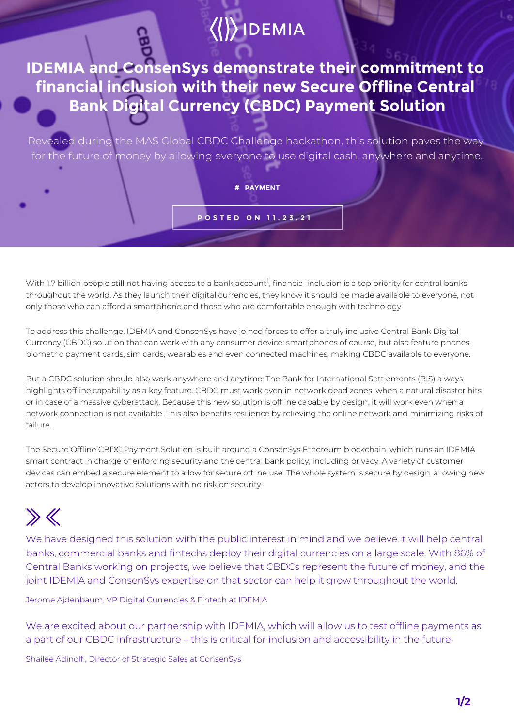IDEMIA

# IDEMIA and ConsenSys demonstrate their commitment to financial inclusion with their new Secure Offline Central Bank Digital Currency (CBDC) Payment Solution

Revealed during the MAS Global CBDC Challenge hackathon, this solution paves the way for the future of money by allowing everyone to use digital cash, anywhere and anytime.

# PAYMENT

POSTED ON 11.23.21

With 1.7 billion people still not having access to a bank account[1], financial inclusion is a top priority for central banks throughout the world. As they launch their digital currencies, they know it should be made available to everyone, not only those who can afford a smartphone and those who are comfortable enough with technology.

To address this challenge, IDEMIA and ConsenSys have joined forces to offer a truly inclusive Central Bank Digital Currency (CBDC) solution that can work with any consumer device: smartphones of course, but also feature phones, biometric payment cards, sim cards, wearables and even connected machines, making CBDC available to everyone.

But a CBDC solution should also work anywhere and anytime. The Bank for International Settlements (BIS) always highlights offline capability as a key feature. CBDC must work even in network dead zones, when a natural disaster hits or in case of a massive cyberattack. Because this new solution is offline capable by design, it will work even when a network connection is not available. This also benefits resilience by relieving the online network and minimizing risks of failure.

The Secure Offline CBDC Payment Solution is built around a ConsenSys Ethereum blockchain, which runs an IDEMIA smart contract in charge of enforcing security and the central bank policy, including privacy. A variety of customer devices can embed a secure element to allow for secure offline use. The whole system is secure by design, allowing new actors to develop innovative solutions with no risk on security.

> We have designed this solution with the public interest in mind and we believe it will help central banks, commercial banks and fintechs deploy their digital currencies on a large scale. With 86% of Central Banks working on projects, we believe that CBDCs represent the future of money, and the joint IDEMIA and ConsenSys expertise on that sector can help it grow throughout the world.
>
> Jerome Ajdenbaum, VP Digital Currencies & Fintech at IDEMIA

> We are excited about our partnership with IDEMIA, which will allow us to test offline payments as a part of our CBDC infrastructure – this is critical for inclusion and accessibility in the future.
>
> Shailee Adinolfi, Director of Strategic Sales at ConsenSys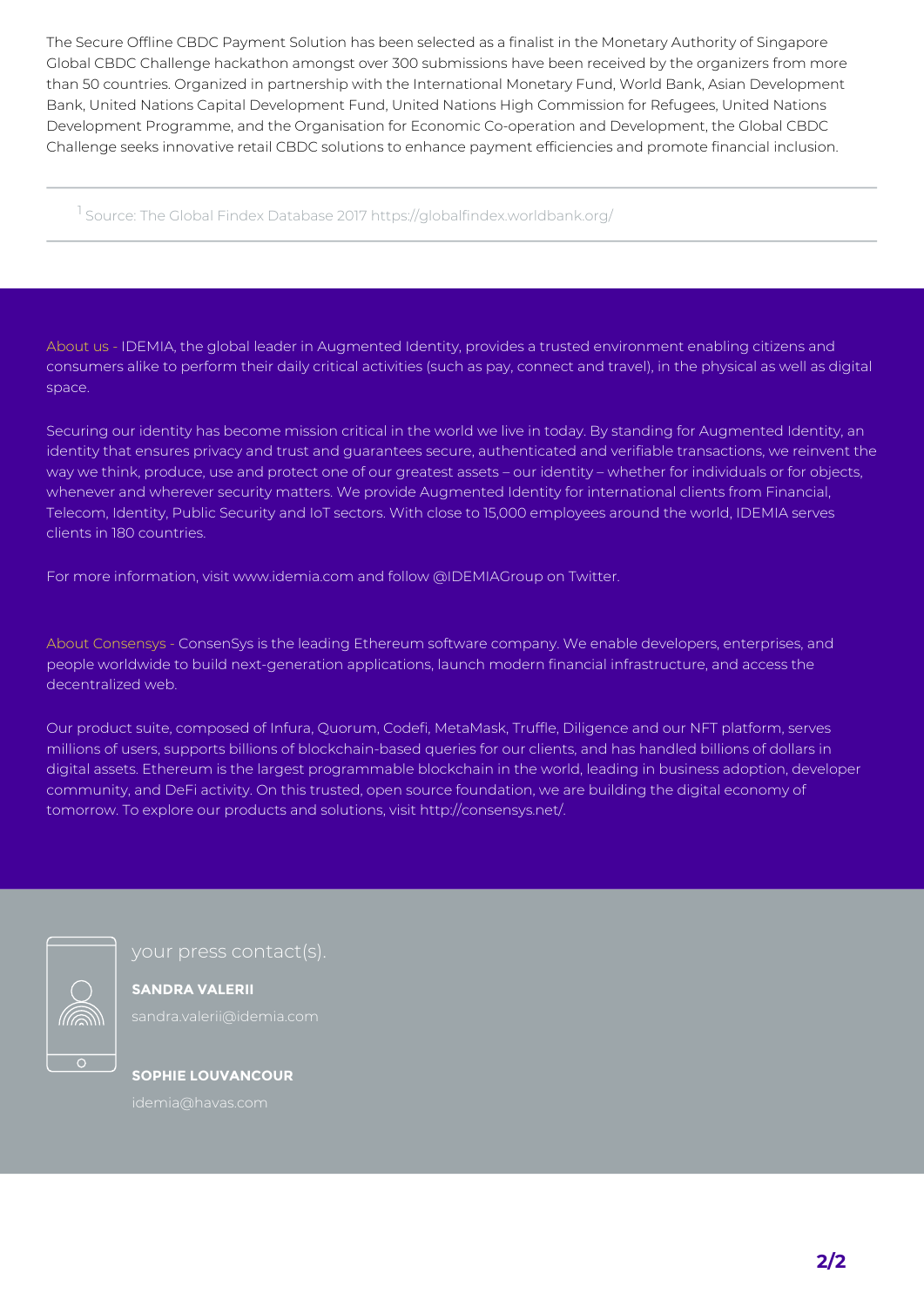The Secure Offline CBDC Payment Solution has been selected as a finalist in the Monetary Authority of Singapore Global CBDC Challenge hackathon amongst over 300 submissions have been received by the organizers from more than 50 countries. Organized in partnership with the International Monetary Fund, World Bank, Asian Development Bank, United Nations Capital Development Fund, United Nations High Commission for Refugees, United Nations Development Programme, and the Organisation for Economic Co-operation and Development, the Global CBDC Challenge seeks innovative retail CBDC solutions to enhance payment efficiencies and promote financial inclusion.

---

[1] Source: The Global Findex Database 2017 https://globalfindex.worldbank.org/

---

About us - IDEMIA, the global leader in Augmented Identity, provides a trusted environment enabling citizens and consumers alike to perform their daily critical activities (such as pay, connect and travel), in the physical as well as digital space.

Securing our identity has become mission critical in the world we live in today. By standing for Augmented Identity, an identity that ensures privacy and trust and guarantees secure, authenticated and verifiable transactions, we reinvent the way we think, produce, use and protect one of our greatest assets – our identity – whether for individuals or for objects, whenever and wherever security matters. We provide Augmented Identity for international clients from Financial, Telecom, Identity, Public Security and IoT sectors. With close to 15,000 employees around the world, IDEMIA serves clients in 180 countries.

For more information, visit www.idemia.com and follow @IDEMIAGroup on Twitter.

About Consensys - ConsenSys is the leading Ethereum software company. We enable developers, enterprises, and people worldwide to build next-generation applications, launch modern financial infrastructure, and access the decentralized web.

Our product suite, composed of Infura, Quorum, Codefi, MetaMask, Truffle, Diligence and our NFT platform, serves millions of users, supports billions of blockchain-based queries for our clients, and has handled billions of dollars in digital assets. Ethereum is the largest programmable blockchain in the world, leading in business adoption, developer community, and DeFi activity. On this trusted, open source foundation, we are building the digital economy of tomorrow. To explore our products and solutions, visit http://consensys.net/.

your press contact(s).

**SANDRA VALERII**
sandra.valerii@idemia.com

**SOPHIE LOUVANCOUR**
idemia@havas.com